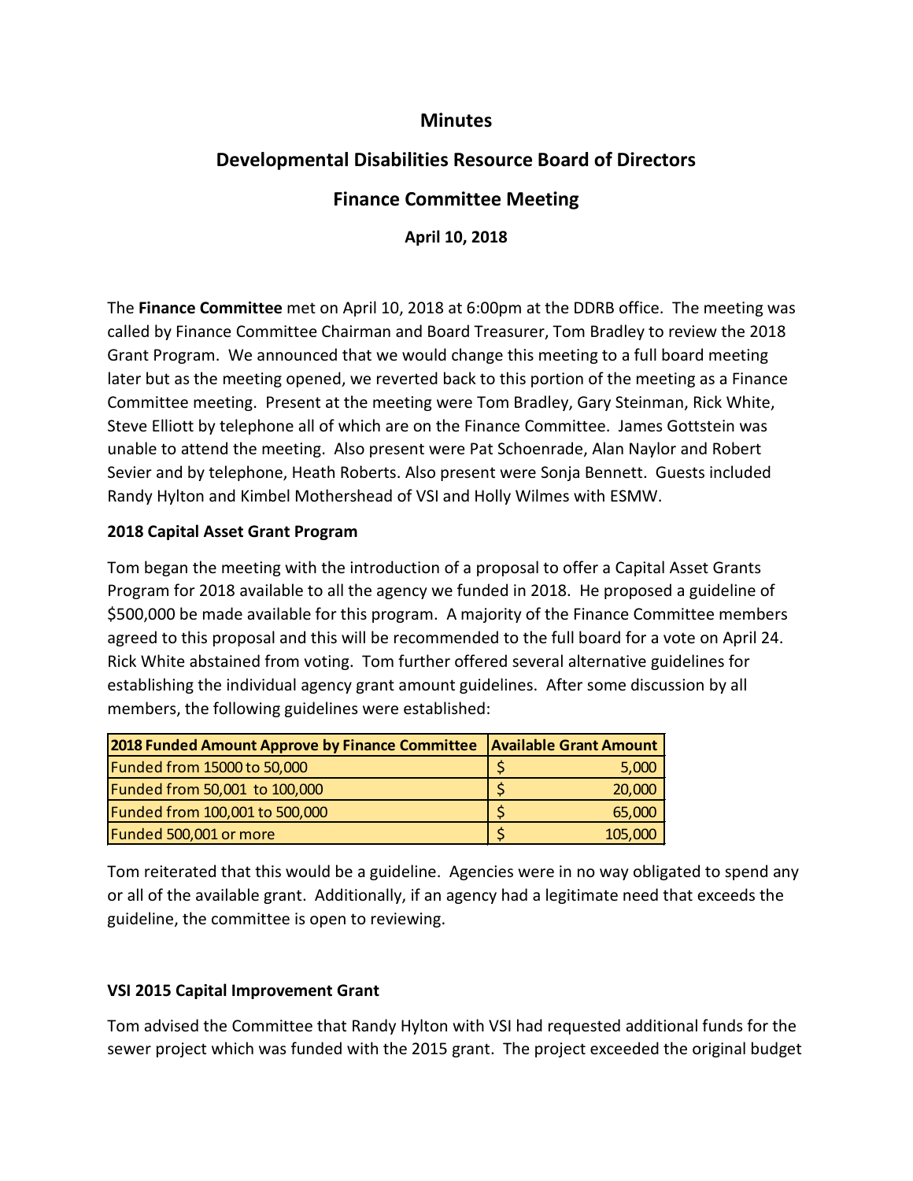# Minutes

## Developmental Disabilities Resource Board of Directors

## Finance Committee Meeting

### April 10, 2018

The **Finance Committee** met on April 10, 2018 at 6:00pm at the DDRB office. The meeting was called by Finance Committee Chairman and Board Treasurer, Tom Bradley to review the 2018 Grant Program. We announced that we would change this meeting to a full board meeting later but as the meeting opened, we reverted back to this portion of the meeting as a Finance Committee meeting. Present at the meeting were Tom Bradley, Gary Steinman, Rick White, Steve Elliott by telephone all of which are on the Finance Committee. James Gottstein was unable to attend the meeting. Also present were Pat Schoenrade, Alan Naylor and Robert Sevier and by telephone, Heath Roberts. Also present were Sonja Bennett. Guests included Randy Hylton and Kimbel Mothershead of VSI and Holly Wilmes with ESMW.

**2018 Capital Asset Grant Program**

Tom began the meeting with the introduction of a proposal to offer a Capital Asset Grants Program for 2018 available to all the agency we funded in 2018. He proposed a guideline of $500,000 be made available for this program. A majority of the Finance Committee members agreed to this proposal and this will be recommended to the full board for a vote on April 24. Rick White abstained from voting. Tom further offered several alternative guidelines for establishing the individual agency grant amount guidelines. After some discussion by all members, the following guidelines were established:

| 2018 Funded Amount Approve by Finance Committee | Available Grant Amount |
|---|---|
| Funded from 15000 to 50,000 | $ 5,000 |
| Funded from 50,001 to 100,000 | $ 20,000 |
| Funded from 100,001 to 500,000 | $ 65,000 |
| Funded 500,001 or more | $ 105,000 |

Tom reiterated that this would be a guideline. Agencies were in no way obligated to spend any or all of the available grant. Additionally, if an agency had a legitimate need that exceeds the guideline, the committee is open to reviewing.

**VSI 2015 Capital Improvement Grant**

Tom advised the Committee that Randy Hylton with VSI had requested additional funds for the sewer project which was funded with the 2015 grant. The project exceeded the original budget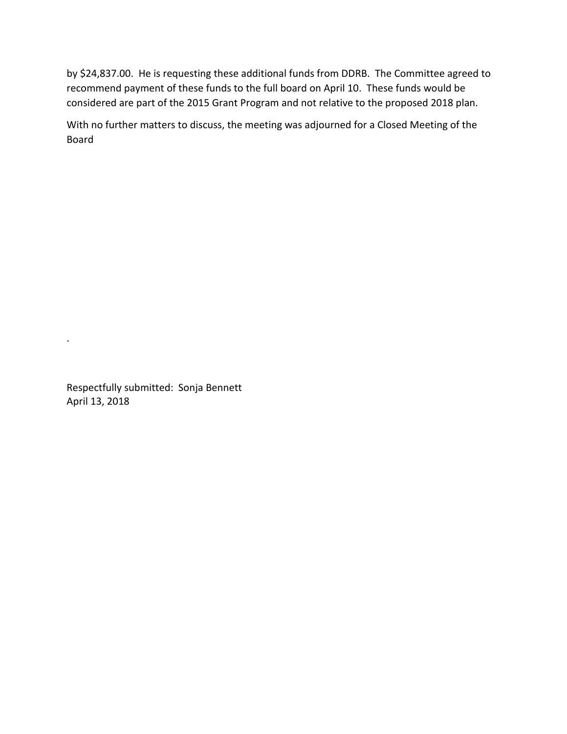by $24,837.00. He is requesting these additional funds from DDRB. The Committee agreed to recommend payment of these funds to the full board on April 10. These funds would be considered are part of the 2015 Grant Program and not relative to the proposed 2018 plan.

With no further matters to discuss, the meeting was adjourned for a Closed Meeting of the Board

.

Respectfully submitted: Sonja Bennett
April 13, 2018